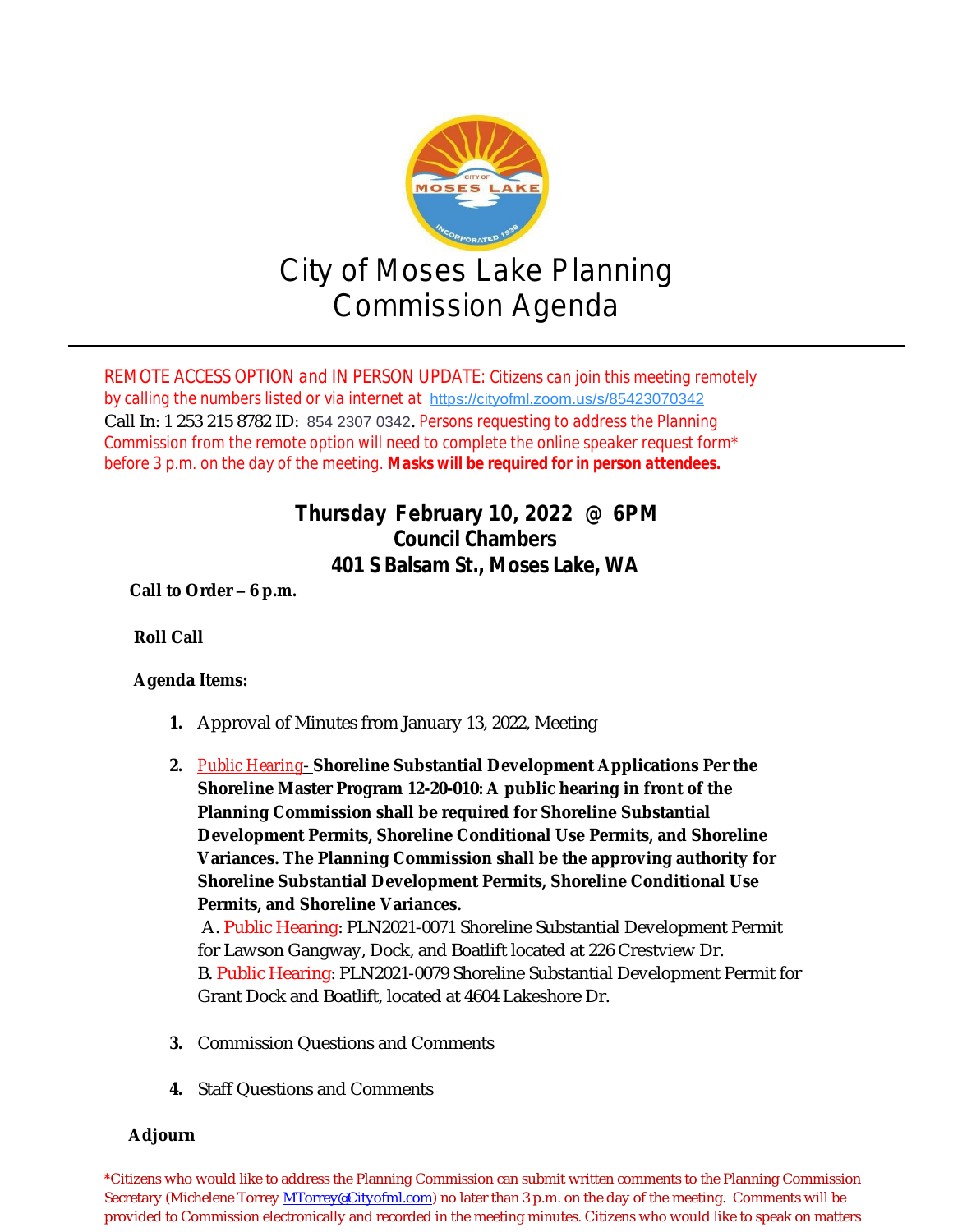# City of Moses Lake Planning Commission Agenda

REMOTE ACCESS OPTION and IN PERSON UPDATE: Citizens can join this meeting remotely by calling the numbers listed or via internet at https://cityofml.zoom.us/s/85423070342 Call In: 1 253 215 8782 ID: 854 2307 0342. Persons requesting to address the Planning Commission from the remote option will need to complete the online speaker request form* before 3 p.m. on the day of the meeting. **Masks will be required for in person attendees.**

**Thursday February 10, 2022 @ 6PM**
**Council Chambers**
**401 S Balsam St., Moses Lake, WA**

**Call to Order – 6 p.m.**

**Roll Call**

**Agenda Items:**

1. Approval of Minutes from January 13, 2022, Meeting
2. Public Hearing- **Shoreline Substantial Development Applications Per the Shoreline Master Program 12-20-010: A public hearing in front of the Planning Commission shall be required for Shoreline Substantial Development Permits, Shoreline Conditional Use Permits, and Shoreline Variances. The Planning Commission shall be the approving authority for Shoreline Substantial Development Permits, Shoreline Conditional Use Permits, and Shoreline Variances.**
   A. Public Hearing: PLN2021-0071 Shoreline Substantial Development Permit for Lawson Gangway, Dock, and Boatlift located at 226 Crestview Dr.
   B. Public Hearing: PLN2021-0079 Shoreline Substantial Development Permit for Grant Dock and Boatlift, located at 4604 Lakeshore Dr.
3. Commission Questions and Comments
4. Staff Questions and Comments

**Adjourn**

*Citizens who would like to address the Planning Commission can submit written comments to the Planning Commission Secretary (Michelene Torrey MTorrey@Cityofml.com) no later than 3 p.m. on the day of the meeting. Comments will be provided to Commission electronically and recorded in the meeting minutes. Citizens who would like to speak on matters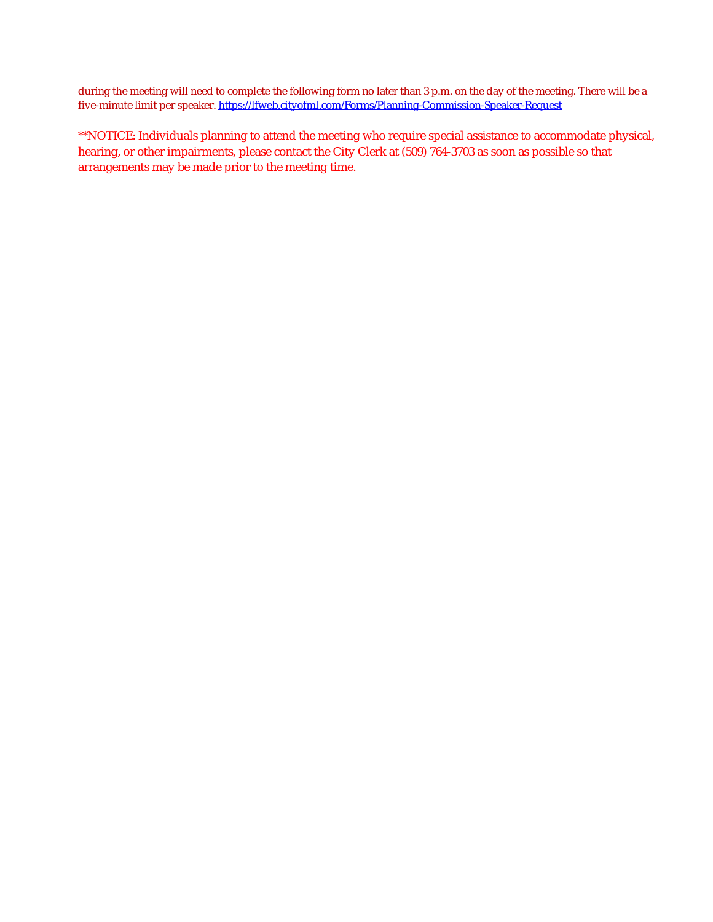during the meeting will need to complete the following form no later than 3 p.m. on the day of the meeting. There will be a five-minute limit per speaker. https://lfweb.cityofml.com/Forms/Planning-Commission-Speaker-Request

**NOTICE: Individuals planning to attend the meeting who require special assistance to accommodate physical, hearing, or other impairments, please contact the City Clerk at (509) 764-3703 as soon as possible so that arrangements may be made prior to the meeting time.